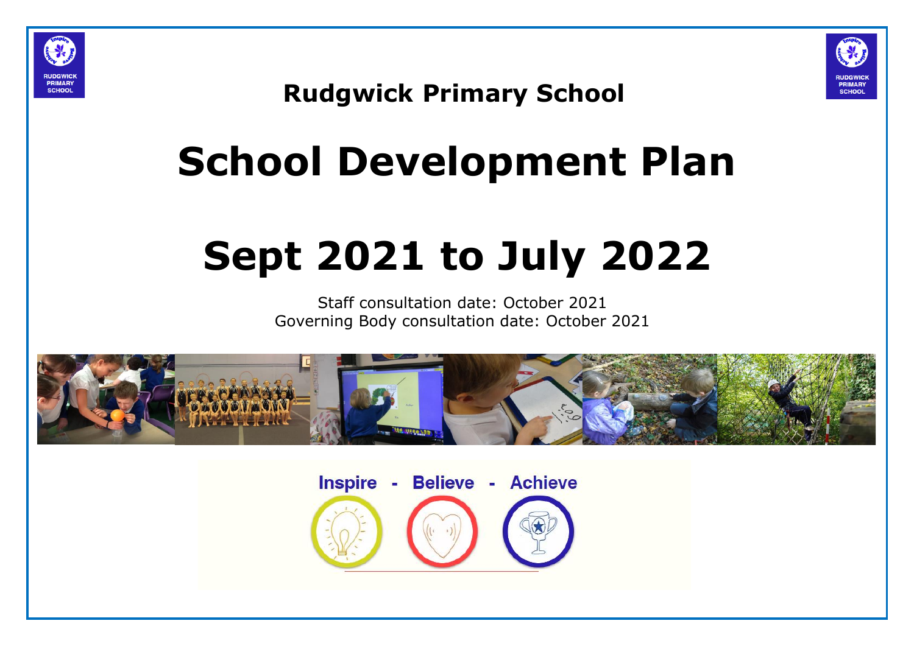**Rudgwick Primary School**

# School Development Plan

# Sept 2021 to July 2022

Staff consultation date: October 2021
Governing Body consultation date: October 2021

**Inspire - Believe - Achieve**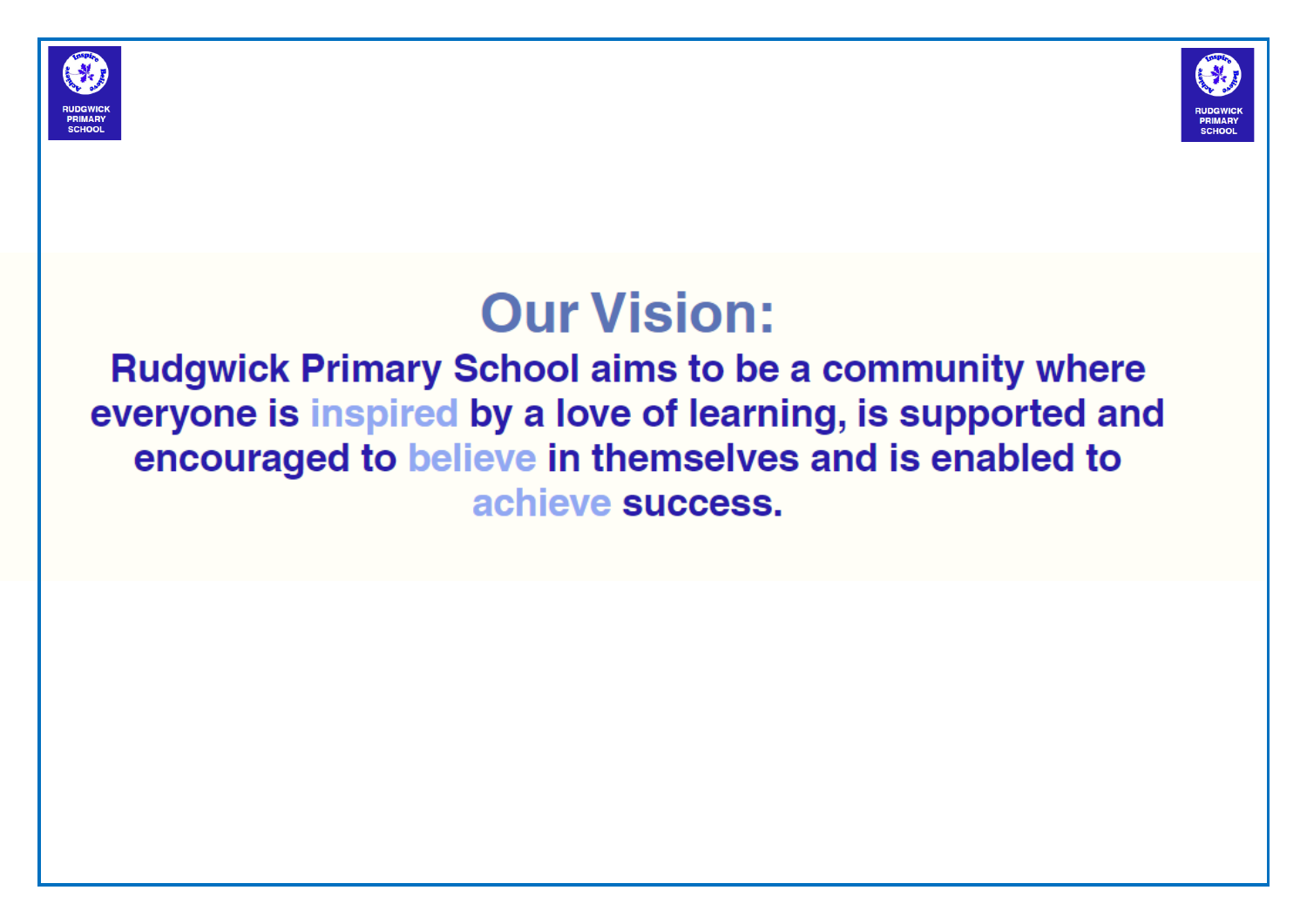# Our Vision:

**Rudgwick Primary School aims to be a community where everyone is inspired by a love of learning, is supported and encouraged to believe in themselves and is enabled to achieve success.**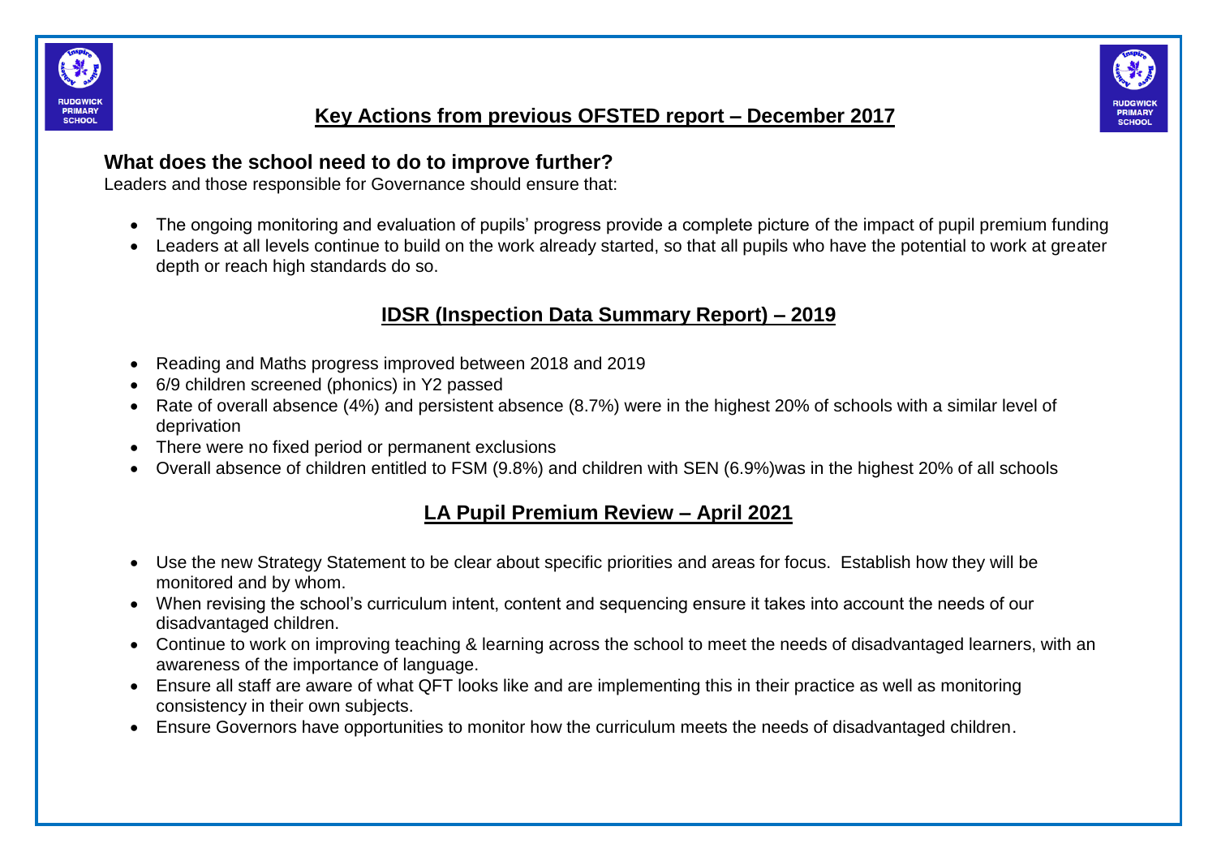## Key Actions from previous OFSTED report – December 2017

### What does the school need to do to improve further?

Leaders and those responsible for Governance should ensure that:

- The ongoing monitoring and evaluation of pupils' progress provide a complete picture of the impact of pupil premium funding
- Leaders at all levels continue to build on the work already started, so that all pupils who have the potential to work at greater depth or reach high standards do so.

## IDSR (Inspection Data Summary Report) – 2019

- Reading and Maths progress improved between 2018 and 2019
- 6/9 children screened (phonics) in Y2 passed
- Rate of overall absence (4%) and persistent absence (8.7%) were in the highest 20% of schools with a similar level of deprivation
- There were no fixed period or permanent exclusions
- Overall absence of children entitled to FSM (9.8%) and children with SEN (6.9%)was in the highest 20% of all schools

## LA Pupil Premium Review – April 2021

- Use the new Strategy Statement to be clear about specific priorities and areas for focus. Establish how they will be monitored and by whom.
- When revising the school's curriculum intent, content and sequencing ensure it takes into account the needs of our disadvantaged children.
- Continue to work on improving teaching & learning across the school to meet the needs of disadvantaged learners, with an awareness of the importance of language.
- Ensure all staff are aware of what QFT looks like and are implementing this in their practice as well as monitoring consistency in their own subjects.
- Ensure Governors have opportunities to monitor how the curriculum meets the needs of disadvantaged children.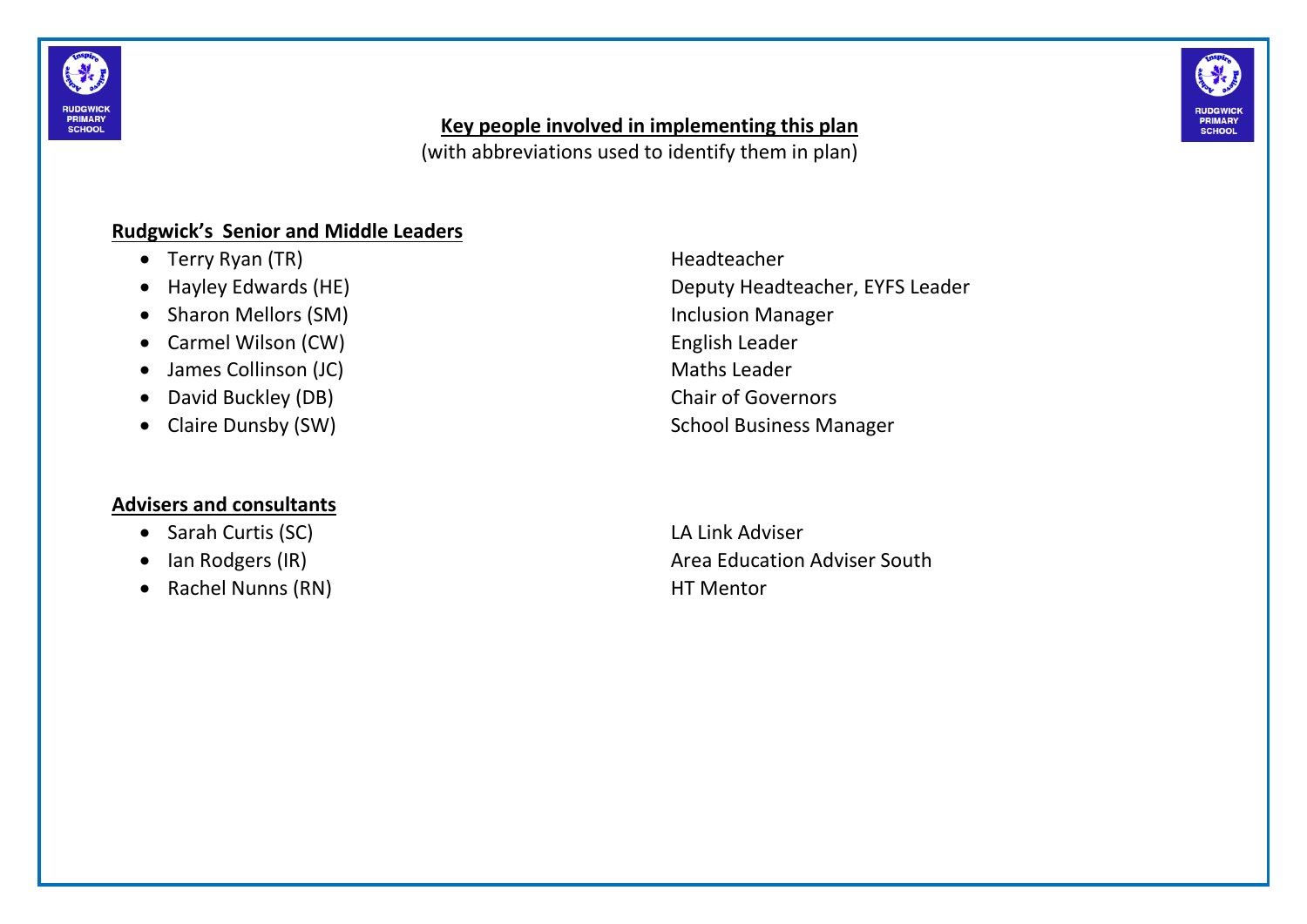## Key people involved in implementing this plan

(with abbreviations used to identify them in plan)

### Rudgwick's Senior and Middle Leaders

- Terry Ryan (TR) — Headteacher
- Hayley Edwards (HE) — Deputy Headteacher, EYFS Leader
- Sharon Mellors (SM) — Inclusion Manager
- Carmel Wilson (CW) — English Leader
- James Collinson (JC) — Maths Leader
- David Buckley (DB) — Chair of Governors
- Claire Dunsby (SW) — School Business Manager

### Advisers and consultants

- Sarah Curtis (SC) — LA Link Adviser
- Ian Rodgers (IR) — Area Education Adviser South
- Rachel Nunns (RN) — HT Mentor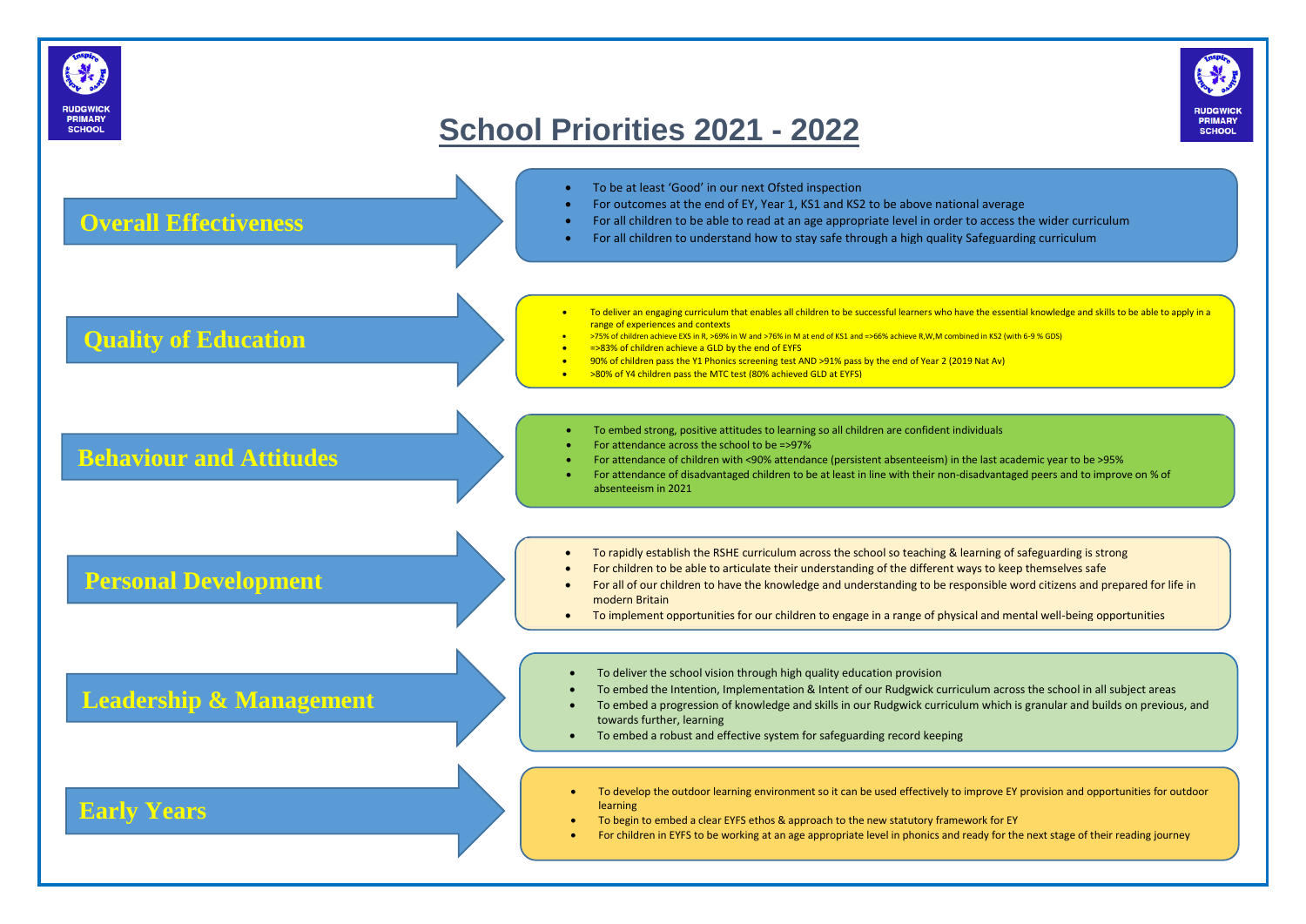RUDGWICK PRIMARY SCHOOL

# School Priorities 2021 - 2022

## Overall Effectiveness

- To be at least 'Good' in our next Ofsted inspection
- For outcomes at the end of EY, Year 1, KS1 and KS2 to be above national average
- For all children to be able to read at an age appropriate level in order to access the wider curriculum
- For all children to understand how to stay safe through a high quality Safeguarding curriculum

## Quality of Education

- To deliver an engaging curriculum that enables all children to be successful learners who have the essential knowledge and skills to be able to apply in a range of experiences and contexts
- >75% of children achieve EXS in R, >69% in W and >76% in M at end of KS1 and =>66% achieve R,W,M combined in KS2 (with 6-9 % GDS)
- =>83% of children achieve a GLD by the end of EYFS
- 90% of children pass the Y1 Phonics screening test AND >91% pass by the end of Year 2 (2019 Nat Av)
- >80% of Y4 children pass the MTC test (80% achieved GLD at EYFS)

## Behaviour and Attitudes

- To embed strong, positive attitudes to learning so all children are confident individuals
- For attendance across the school to be =>97%
- For attendance of children with <90% attendance (persistent absenteeism) in the last academic year to be >95%
- For attendance of disadvantaged children to be at least in line with their non-disadvantaged peers and to improve on % of absenteeism in 2021

## Personal Development

- To rapidly establish the RSHE curriculum across the school so teaching & learning of safeguarding is strong
- For children to be able to articulate their understanding of the different ways to keep themselves safe
- For all of our children to have the knowledge and understanding to be responsible word citizens and prepared for life in modern Britain
- To implement opportunities for our children to engage in a range of physical and mental well-being opportunities

## Leadership & Management

- To deliver the school vision through high quality education provision
- To embed the Intention, Implementation & Intent of our Rudgwick curriculum across the school in all subject areas
- To embed a progression of knowledge and skills in our Rudgwick curriculum which is granular and builds on previous, and towards further, learning
- To embed a robust and effective system for safeguarding record keeping

## Early Years

- To develop the outdoor learning environment so it can be used effectively to improve EY provision and opportunities for outdoor learning
- To begin to embed a clear EYFS ethos & approach to the new statutory framework for EY
- For children in EYFS to be working at an age appropriate level in phonics and ready for the next stage of their reading journey